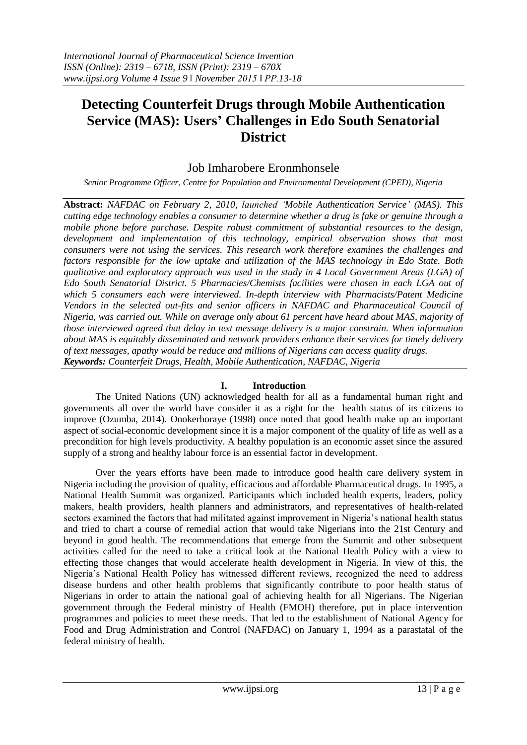# Detecting Counterfeit Drugs through Mobile Authentication Service (MAS): Users' Challenges in Edo South Senatorial District

Job Imharobere Eronmhonsele

*Senior Programme Officer, Centre for Population and Environmental Development (CPED), Nigeria*

**Abstract:** *NAFDAC on February 2, 2010, launched 'Mobile Authentication Service' (MAS). This cutting edge technology enables a consumer to determine whether a drug is fake or genuine through a mobile phone before purchase. Despite robust commitment of substantial resources to the design, development and implementation of this technology, empirical observation shows that most consumers were not using the services. This research work therefore examines the challenges and factors responsible for the low uptake and utilization of the MAS technology in Edo State. Both qualitative and exploratory approach was used in the study in 4 Local Government Areas (LGA) of Edo South Senatorial District. 5 Pharmacies/Chemists facilities were chosen in each LGA out of which 5 consumers each were interviewed. In-depth interview with Pharmacists/Patent Medicine Vendors in the selected out-fits and senior officers in NAFDAC and Pharmaceutical Council of Nigeria, was carried out. While on average only about 61 percent have heard about MAS, majority of those interviewed agreed that delay in text message delivery is a major constrain. When information about MAS is equitably disseminated and network providers enhance their services for timely delivery of text messages, apathy would be reduce and millions of Nigerians can access quality drugs.*

***Keywords:** Counterfeit Drugs, Health, Mobile Authentication, NAFDAC, Nigeria*

## I. Introduction

The United Nations (UN) acknowledged health for all as a fundamental human right and governments all over the world have consider it as a right for the health status of its citizens to improve (Ozumba, 2014). Onokerhoraye (1998) once noted that good health make up an important aspect of social-economic development since it is a major component of the quality of life as well as a precondition for high levels productivity. A healthy population is an economic asset since the assured supply of a strong and healthy labour force is an essential factor in development.

Over the years efforts have been made to introduce good health care delivery system in Nigeria including the provision of quality, efficacious and affordable Pharmaceutical drugs. In 1995, a National Health Summit was organized. Participants which included health experts, leaders, policy makers, health providers, health planners and administrators, and representatives of health-related sectors examined the factors that had militated against improvement in Nigeria's national health status and tried to chart a course of remedial action that would take Nigerians into the 21st Century and beyond in good health. The recommendations that emerge from the Summit and other subsequent activities called for the need to take a critical look at the National Health Policy with a view to effecting those changes that would accelerate health development in Nigeria. In view of this, the Nigeria's National Health Policy has witnessed different reviews, recognized the need to address disease burdens and other health problems that significantly contribute to poor health status of Nigerians in order to attain the national goal of achieving health for all Nigerians. The Nigerian government through the Federal ministry of Health (FMOH) therefore, put in place intervention programmes and policies to meet these needs. That led to the establishment of National Agency for Food and Drug Administration and Control (NAFDAC) on January 1, 1994 as a parastatal of the federal ministry of health.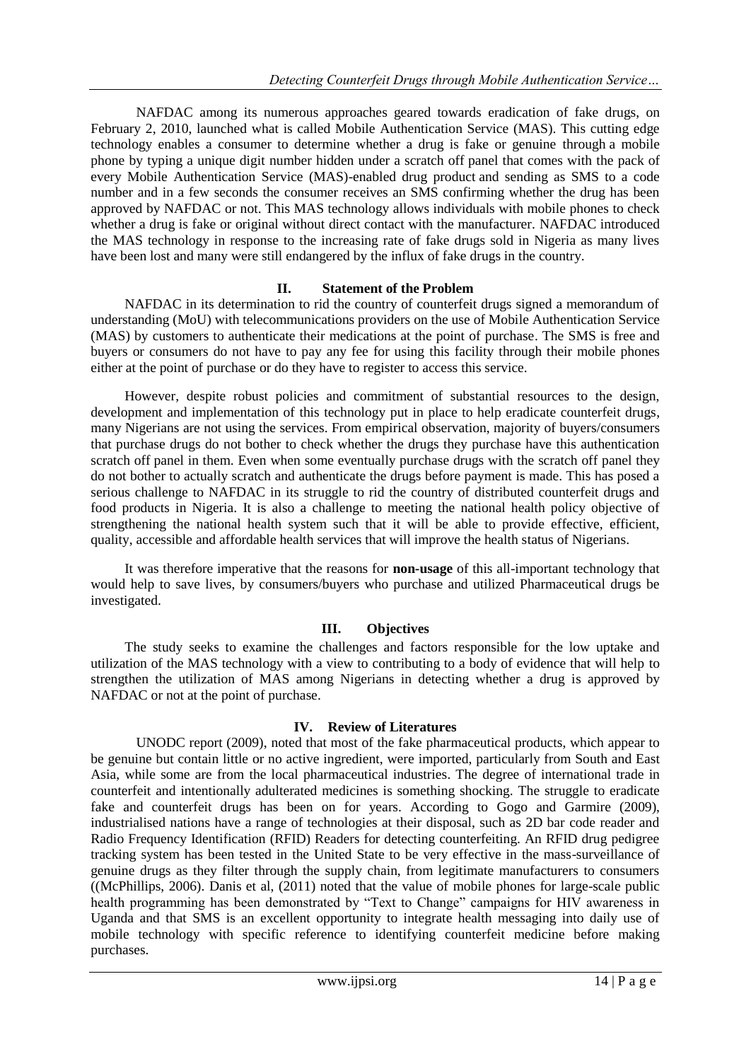NAFDAC among its numerous approaches geared towards eradication of fake drugs, on February 2, 2010, launched what is called Mobile Authentication Service (MAS). This cutting edge technology enables a consumer to determine whether a drug is fake or genuine through a mobile phone by typing a unique digit number hidden under a scratch off panel that comes with the pack of every Mobile Authentication Service (MAS)-enabled drug product and sending as SMS to a code number and in a few seconds the consumer receives an SMS confirming whether the drug has been approved by NAFDAC or not. This MAS technology allows individuals with mobile phones to check whether a drug is fake or original without direct contact with the manufacturer. NAFDAC introduced the MAS technology in response to the increasing rate of fake drugs sold in Nigeria as many lives have been lost and many were still endangered by the influx of fake drugs in the country.

## II. Statement of the Problem

NAFDAC in its determination to rid the country of counterfeit drugs signed a memorandum of understanding (MoU) with telecommunications providers on the use of Mobile Authentication Service (MAS) by customers to authenticate their medications at the point of purchase. The SMS is free and buyers or consumers do not have to pay any fee for using this facility through their mobile phones either at the point of purchase or do they have to register to access this service.

However, despite robust policies and commitment of substantial resources to the design, development and implementation of this technology put in place to help eradicate counterfeit drugs, many Nigerians are not using the services. From empirical observation, majority of buyers/consumers that purchase drugs do not bother to check whether the drugs they purchase have this authentication scratch off panel in them. Even when some eventually purchase drugs with the scratch off panel they do not bother to actually scratch and authenticate the drugs before payment is made. This has posed a serious challenge to NAFDAC in its struggle to rid the country of distributed counterfeit drugs and food products in Nigeria. It is also a challenge to meeting the national health policy objective of strengthening the national health system such that it will be able to provide effective, efficient, quality, accessible and affordable health services that will improve the health status of Nigerians.

It was therefore imperative that the reasons for **non-usage** of this all-important technology that would help to save lives, by consumers/buyers who purchase and utilized Pharmaceutical drugs be investigated.

## III. Objectives

The study seeks to examine the challenges and factors responsible for the low uptake and utilization of the MAS technology with a view to contributing to a body of evidence that will help to strengthen the utilization of MAS among Nigerians in detecting whether a drug is approved by NAFDAC or not at the point of purchase.

## IV. Review of Literatures

UNODC report (2009), noted that most of the fake pharmaceutical products, which appear to be genuine but contain little or no active ingredient, were imported, particularly from South and East Asia, while some are from the local pharmaceutical industries. The degree of international trade in counterfeit and intentionally adulterated medicines is something shocking. The struggle to eradicate fake and counterfeit drugs has been on for years. According to Gogo and Garmire (2009), industrialised nations have a range of technologies at their disposal, such as 2D bar code reader and Radio Frequency Identification (RFID) Readers for detecting counterfeiting. An RFID drug pedigree tracking system has been tested in the United State to be very effective in the mass-surveillance of genuine drugs as they filter through the supply chain, from legitimate manufacturers to consumers ((McPhillips, 2006). Danis et al, (2011) noted that the value of mobile phones for large-scale public health programming has been demonstrated by "Text to Change" campaigns for HIV awareness in Uganda and that SMS is an excellent opportunity to integrate health messaging into daily use of mobile technology with specific reference to identifying counterfeit medicine before making purchases.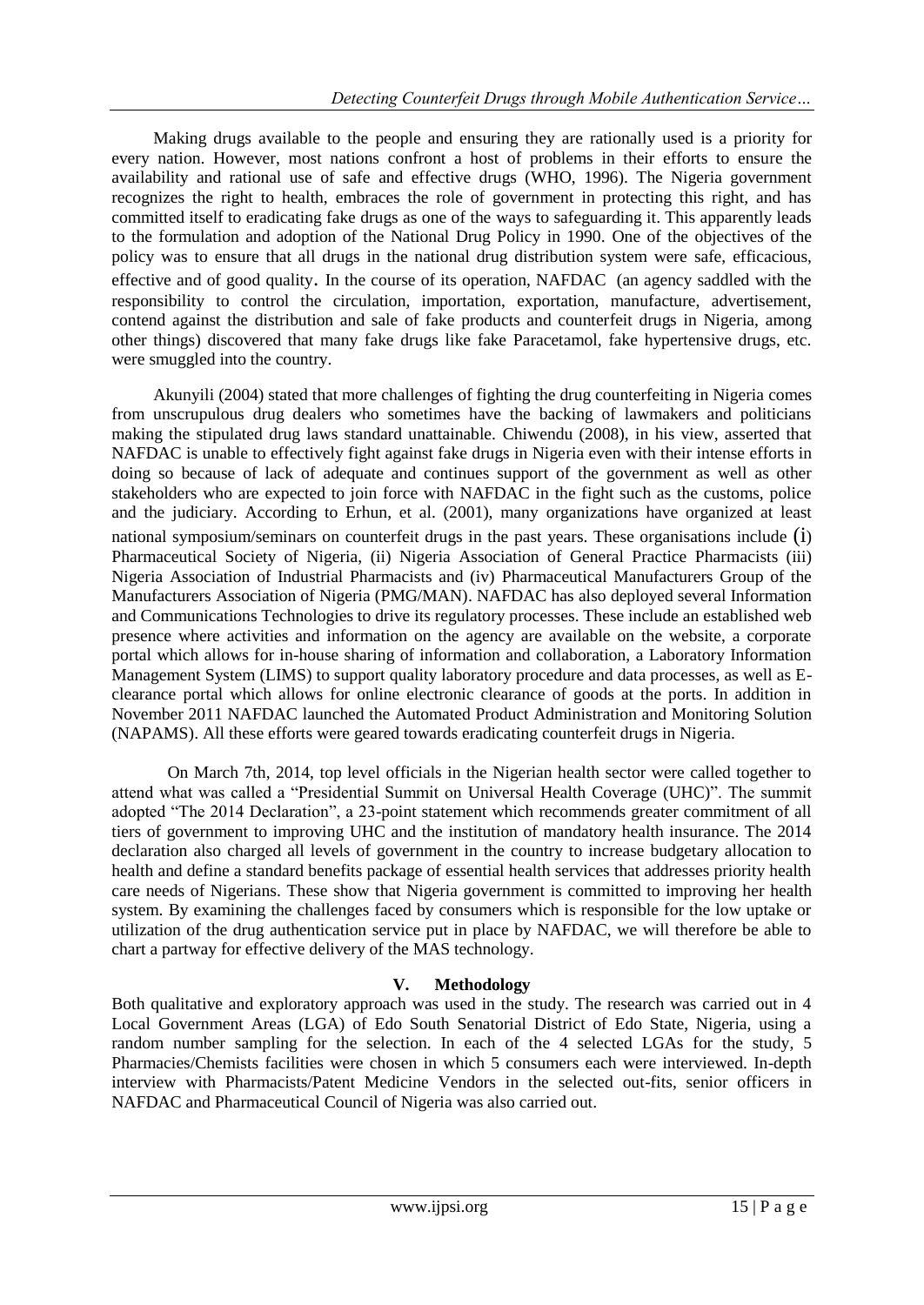Making drugs available to the people and ensuring they are rationally used is a priority for every nation. However, most nations confront a host of problems in their efforts to ensure the availability and rational use of safe and effective drugs (WHO, 1996). The Nigeria government recognizes the right to health, embraces the role of government in protecting this right, and has committed itself to eradicating fake drugs as one of the ways to safeguarding it. This apparently leads to the formulation and adoption of the National Drug Policy in 1990. One of the objectives of the policy was to ensure that all drugs in the national drug distribution system were safe, efficacious, effective and of good quality. In the course of its operation, NAFDAC (an agency saddled with the responsibility to control the circulation, importation, exportation, manufacture, advertisement, contend against the distribution and sale of fake products and counterfeit drugs in Nigeria, among other things) discovered that many fake drugs like fake Paracetamol, fake hypertensive drugs, etc. were smuggled into the country.

Akunyili (2004) stated that more challenges of fighting the drug counterfeiting in Nigeria comes from unscrupulous drug dealers who sometimes have the backing of lawmakers and politicians making the stipulated drug laws standard unattainable. Chiwendu (2008), in his view, asserted that NAFDAC is unable to effectively fight against fake drugs in Nigeria even with their intense efforts in doing so because of lack of adequate and continues support of the government as well as other stakeholders who are expected to join force with NAFDAC in the fight such as the customs, police and the judiciary. According to Erhun, et al. (2001), many organizations have organized at least national symposium/seminars on counterfeit drugs in the past years. These organisations include (i) Pharmaceutical Society of Nigeria, (ii) Nigeria Association of General Practice Pharmacists (iii) Nigeria Association of Industrial Pharmacists and (iv) Pharmaceutical Manufacturers Group of the Manufacturers Association of Nigeria (PMG/MAN). NAFDAC has also deployed several Information and Communications Technologies to drive its regulatory processes. These include an established web presence where activities and information on the agency are available on the website, a corporate portal which allows for in-house sharing of information and collaboration, a Laboratory Information Management System (LIMS) to support quality laboratory procedure and data processes, as well as E-clearance portal which allows for online electronic clearance of goods at the ports. In addition in November 2011 NAFDAC launched the Automated Product Administration and Monitoring Solution (NAPAMS). All these efforts were geared towards eradicating counterfeit drugs in Nigeria.

On March 7th, 2014, top level officials in the Nigerian health sector were called together to attend what was called a "Presidential Summit on Universal Health Coverage (UHC)". The summit adopted "The 2014 Declaration", a 23-point statement which recommends greater commitment of all tiers of government to improving UHC and the institution of mandatory health insurance. The 2014 declaration also charged all levels of government in the country to increase budgetary allocation to health and define a standard benefits package of essential health services that addresses priority health care needs of Nigerians. These show that Nigeria government is committed to improving her health system. By examining the challenges faced by consumers which is responsible for the low uptake or utilization of the drug authentication service put in place by NAFDAC, we will therefore be able to chart a partway for effective delivery of the MAS technology.

## V. Methodology

Both qualitative and exploratory approach was used in the study. The research was carried out in 4 Local Government Areas (LGA) of Edo South Senatorial District of Edo State, Nigeria, using a random number sampling for the selection. In each of the 4 selected LGAs for the study, 5 Pharmacies/Chemists facilities were chosen in which 5 consumers each were interviewed. In-depth interview with Pharmacists/Patent Medicine Vendors in the selected out-fits, senior officers in NAFDAC and Pharmaceutical Council of Nigeria was also carried out.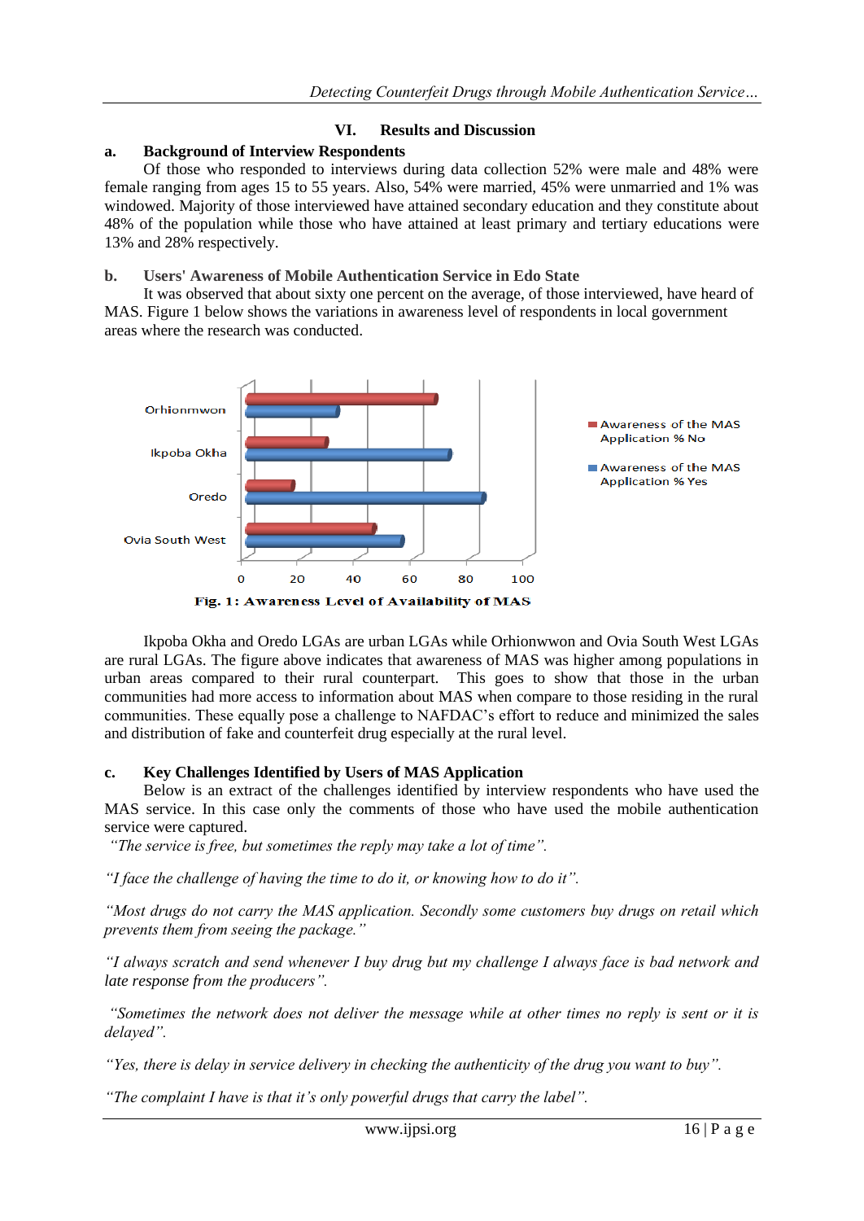## VI. Results and Discussion

### a. Background of Interview Respondents

Of those who responded to interviews during data collection 52% were male and 48% were female ranging from ages 15 to 55 years. Also, 54% were married, 45% were unmarried and 1% was windowed. Majority of those interviewed have attained secondary education and they constitute about 48% of the population while those who have attained at least primary and tertiary educations were 13% and 28% respectively.

### b. Users' Awareness of Mobile Authentication Service in Edo State

It was observed that about sixty one percent on the average, of those interviewed, have heard of MAS. Figure 1 below shows the variations in awareness level of respondents in local government areas where the research was conducted.

Orhionmwon
Ikpoba Okha
Oredo
Ovia South West

0 20 40 60 80 100

Awareness of the MAS Application % No
Awareness of the MAS Application % Yes

**Fig. 1: Awareness Level of Availability of MAS**

Ikpoba Okha and Oredo LGAs are urban LGAs while Orhionwwon and Ovia South West LGAs are rural LGAs. The figure above indicates that awareness of MAS was higher among populations in urban areas compared to their rural counterpart. This goes to show that those in the urban communities had more access to information about MAS when compare to those residing in the rural communities. These equally pose a challenge to NAFDAC's effort to reduce and minimized the sales and distribution of fake and counterfeit drug especially at the rural level.

### c. Key Challenges Identified by Users of MAS Application

Below is an extract of the challenges identified by interview respondents who have used the MAS service. In this case only the comments of those who have used the mobile authentication service were captured.

*"The service is free, but sometimes the reply may take a lot of time".*

*"I face the challenge of having the time to do it, or knowing how to do it".*

*"Most drugs do not carry the MAS application. Secondly some customers buy drugs on retail which prevents them from seeing the package."*

*"I always scratch and send whenever I buy drug but my challenge I always face is bad network and late response from the producers".*

*"Sometimes the network does not deliver the message while at other times no reply is sent or it is delayed".*

*"Yes, there is delay in service delivery in checking the authenticity of the drug you want to buy".*

*"The complaint I have is that it's only powerful drugs that carry the label".*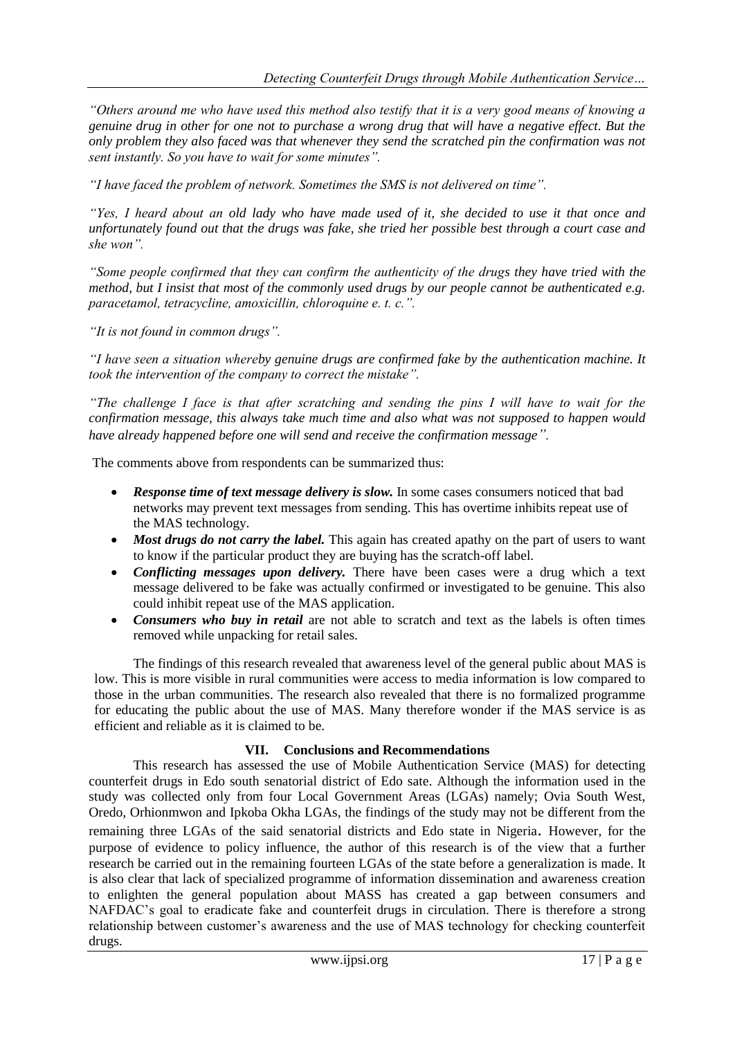*"Others around me who have used this method also testify that it is a very good means of knowing a genuine drug in other for one not to purchase a wrong drug that will have a negative effect. But the only problem they also faced was that whenever they send the scratched pin the confirmation was not sent instantly. So you have to wait for some minutes".*

*"I have faced the problem of network. Sometimes the SMS is not delivered on time".*

*"Yes, I heard about an old lady who have made used of it, she decided to use it that once and unfortunately found out that the drugs was fake, she tried her possible best through a court case and she won".*

*"Some people confirmed that they can confirm the authenticity of the drugs they have tried with the method, but I insist that most of the commonly used drugs by our people cannot be authenticated e.g. paracetamol, tetracycline, amoxicillin, chloroquine e. t. c.".*

*"It is not found in common drugs".*

*"I have seen a situation whereby genuine drugs are confirmed fake by the authentication machine. It took the intervention of the company to correct the mistake".*

*"The challenge I face is that after scratching and sending the pins I will have to wait for the confirmation message, this always take much time and also what was not supposed to happen would have already happened before one will send and receive the confirmation message".*

The comments above from respondents can be summarized thus:

- ***Response time of text message delivery is slow.*** In some cases consumers noticed that bad networks may prevent text messages from sending. This has overtime inhibits repeat use of the MAS technology.
- ***Most drugs do not carry the label.*** This again has created apathy on the part of users to want to know if the particular product they are buying has the scratch-off label.
- ***Conflicting messages upon delivery.*** There have been cases were a drug which a text message delivered to be fake was actually confirmed or investigated to be genuine. This also could inhibit repeat use of the MAS application.
- ***Consumers who buy in retail*** are not able to scratch and text as the labels is often times removed while unpacking for retail sales.

The findings of this research revealed that awareness level of the general public about MAS is low. This is more visible in rural communities were access to media information is low compared to those in the urban communities. The research also revealed that there is no formalized programme for educating the public about the use of MAS. Many therefore wonder if the MAS service is as efficient and reliable as it is claimed to be.

## VII. Conclusions and Recommendations

This research has assessed the use of Mobile Authentication Service (MAS) for detecting counterfeit drugs in Edo south senatorial district of Edo sate. Although the information used in the study was collected only from four Local Government Areas (LGAs) namely; Ovia South West, Oredo, Orhionmwon and Ipkoba Okha LGAs, the findings of the study may not be different from the remaining three LGAs of the said senatorial districts and Edo state in Nigeria. However, for the purpose of evidence to policy influence, the author of this research is of the view that a further research be carried out in the remaining fourteen LGAs of the state before a generalization is made. It is also clear that lack of specialized programme of information dissemination and awareness creation to enlighten the general population about MASS has created a gap between consumers and NAFDAC's goal to eradicate fake and counterfeit drugs in circulation. There is therefore a strong relationship between customer's awareness and the use of MAS technology for checking counterfeit drugs.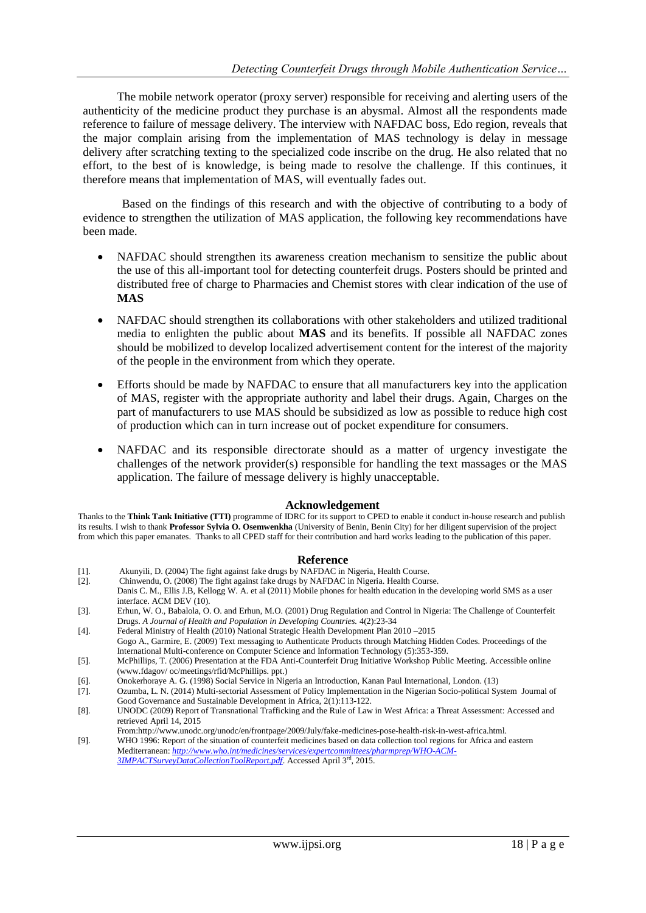The mobile network operator (proxy server) responsible for receiving and alerting users of the authenticity of the medicine product they purchase is an abysmal. Almost all the respondents made reference to failure of message delivery. The interview with NAFDAC boss, Edo region, reveals that the major complain arising from the implementation of MAS technology is delay in message delivery after scratching texting to the specialized code inscribe on the drug. He also related that no effort, to the best of is knowledge, is being made to resolve the challenge. If this continues, it therefore means that implementation of MAS, will eventually fades out.

Based on the findings of this research and with the objective of contributing to a body of evidence to strengthen the utilization of MAS application, the following key recommendations have been made.

- NAFDAC should strengthen its awareness creation mechanism to sensitize the public about the use of this all-important tool for detecting counterfeit drugs. Posters should be printed and distributed free of charge to Pharmacies and Chemist stores with clear indication of the use of **MAS**
- NAFDAC should strengthen its collaborations with other stakeholders and utilized traditional media to enlighten the public about **MAS** and its benefits. If possible all NAFDAC zones should be mobilized to develop localized advertisement content for the interest of the majority of the people in the environment from which they operate.
- Efforts should be made by NAFDAC to ensure that all manufacturers key into the application of MAS, register with the appropriate authority and label their drugs. Again, Charges on the part of manufacturers to use MAS should be subsidized as low as possible to reduce high cost of production which can in turn increase out of pocket expenditure for consumers.
- NAFDAC and its responsible directorate should as a matter of urgency investigate the challenges of the network provider(s) responsible for handling the text massages or the MAS application. The failure of message delivery is highly unacceptable.

## Acknowledgement

Thanks to the **Think Tank Initiative (TTI)** programme of IDRC for its support to CPED to enable it conduct in-house research and publish its results. I wish to thank **Professor Sylvia O. Osemwenkha** (University of Benin, Benin City) for her diligent supervision of the project from which this paper emanates. Thanks to all CPED staff for their contribution and hard works leading to the publication of this paper.

## Reference

[1]. Akunyili, D. (2004) The fight against fake drugs by NAFDAC in Nigeria, Health Course.

[2]. Chinwendu, O. (2008) The fight against fake drugs by NAFDAC in Nigeria. Health Course.
Danis C. M., Ellis J.B, Kellogg W. A. et al (2011) Mobile phones for health education in the developing world SMS as a user interface. ACM DEV (10).

[3]. Erhun, W. O., Babalola, O. O. and Erhun, M.O. (2001) Drug Regulation and Control in Nigeria: The Challenge of Counterfeit Drugs. *A Journal of Health and Population in Developing Countries.* 4(2):23-34

[4]. Federal Ministry of Health (2010) National Strategic Health Development Plan 2010 –2015
Gogo A., Garmire, E. (2009) Text messaging to Authenticate Products through Matching Hidden Codes. Proceedings of the International Multi-conference on Computer Science and Information Technology (5):353-359.

[5]. McPhillips, T. (2006) Presentation at the FDA Anti-Counterfeit Drug Initiative Workshop Public Meeting. Accessible online (www.fdagov/ oc/meetings/rfid/McPhillips. ppt.)

[6]. Onokerhoraye A. G. (1998) Social Service in Nigeria an Introduction, Kanan Paul International, London. (13)

[7]. Ozumba, L. N. (2014) Multi-sectorial Assessment of Policy Implementation in the Nigerian Socio-political System Journal of Good Governance and Sustainable Development in Africa, 2(1):113-122.

[8]. UNODC (2009) Report of Transnational Trafficking and the Rule of Law in West Africa: a Threat Assessment: Accessed and retrieved April 14, 2015
From:http://www.unodc.org/unodc/en/frontpage/2009/July/fake-medicines-pose-health-risk-in-west-africa.html.

[9]. WHO 1996: Report of the situation of counterfeit medicines based on data collection tool regions for Africa and eastern Mediterranean: *http://www.who.int/medicines/services/expertcommittees/pharmprep/WHO-ACM-3IMPACTSurveyDataCollectionToolReport.pdf*. Accessed April 3rd, 2015.